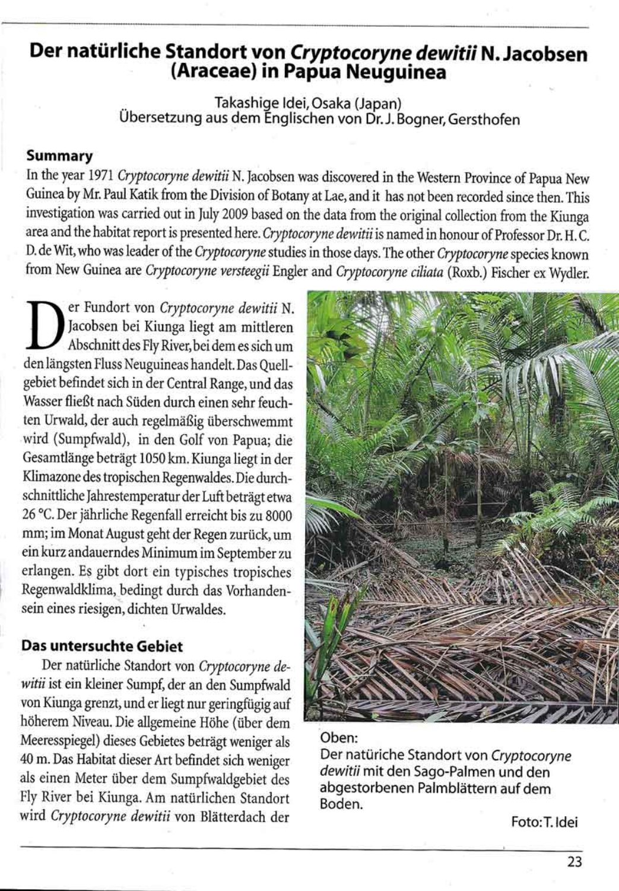# Der natürliche Standort von *Cryptocoryne dewitii* N. Jacobsen (Araceae) in Papua Neuguinea

Takashige Idei, Osaka (Japan)
Übersetzung aus dem Englischen von Dr. J. Bogner, Gersthofen

## Summary

In the year 1971 *Cryptocoryne dewitii* N. Jacobsen was discovered in the Western Province of Papua New Guinea by Mr. Paul Katik from the Division of Botany at Lae, and it has not been recorded since then. This investigation was carried out in July 2009 based on the data from the original collection from the Kiunga area and the habitat report is presented here. *Cryptocoryne dewitii* is named in honour of Professor Dr. H. C. D. de Wit, who was leader of the *Cryptocoryne* studies in those days. The other *Cryptocoryne* species known from New Guinea are *Cryptocoryne versteegii* Engler and *Cryptocoryne ciliata* (Roxb.) Fischer ex Wydler.

Der Fundort von *Cryptocoryne dewitii* N. Jacobsen bei Kiunga liegt am mittleren Abschnitt des Fly River, bei dem es sich um den längsten Fluss Neuguineas handelt. Das Quellgebiet befindet sich in der Central Range, und das Wasser fließt nach Süden durch einen sehr feuchten Urwald, der auch regelmäßig überschwemmt wird (Sumpfwald), in den Golf von Papua; die Gesamtlänge beträgt 1050 km. Kiunga liegt in der Klimazone des tropischen Regenwaldes. Die durchschnittliche Jahrestemperatur der Luft beträgt etwa 26 °C. Der jährliche Regenfall erreicht bis zu 8000 mm; im Monat August geht der Regen zurück, um ein kurz andauerndes Minimum im September zu erlangen. Es gibt dort ein typisches tropisches Regenwaldklima, bedingt durch das Vorhandensein eines riesigen, dichten Urwaldes.

## Das untersuchte Gebiet

Der natürliche Standort von *Cryptocoryne dewitii* ist ein kleiner Sumpf, der an den Sumpfwald von Kiunga grenzt, und er liegt nur geringfügig auf höherem Niveau. Die allgemeine Höhe (über dem Meeresspiegel) dieses Gebietes beträgt weniger als 40 m. Das Habitat dieser Art befindet sich weniger als einen Meter über dem Sumpfwaldgebiet des Fly River bei Kiunga. Am natürlichen Standort wird *Cryptocoryne dewitii* von Blätterdach der

Oben:
Der natüriche Standort von *Cryptocoryne dewitii* mit den Sago-Palmen und den abgestorbenen Palmblättern auf dem Boden.

Foto: T. Idei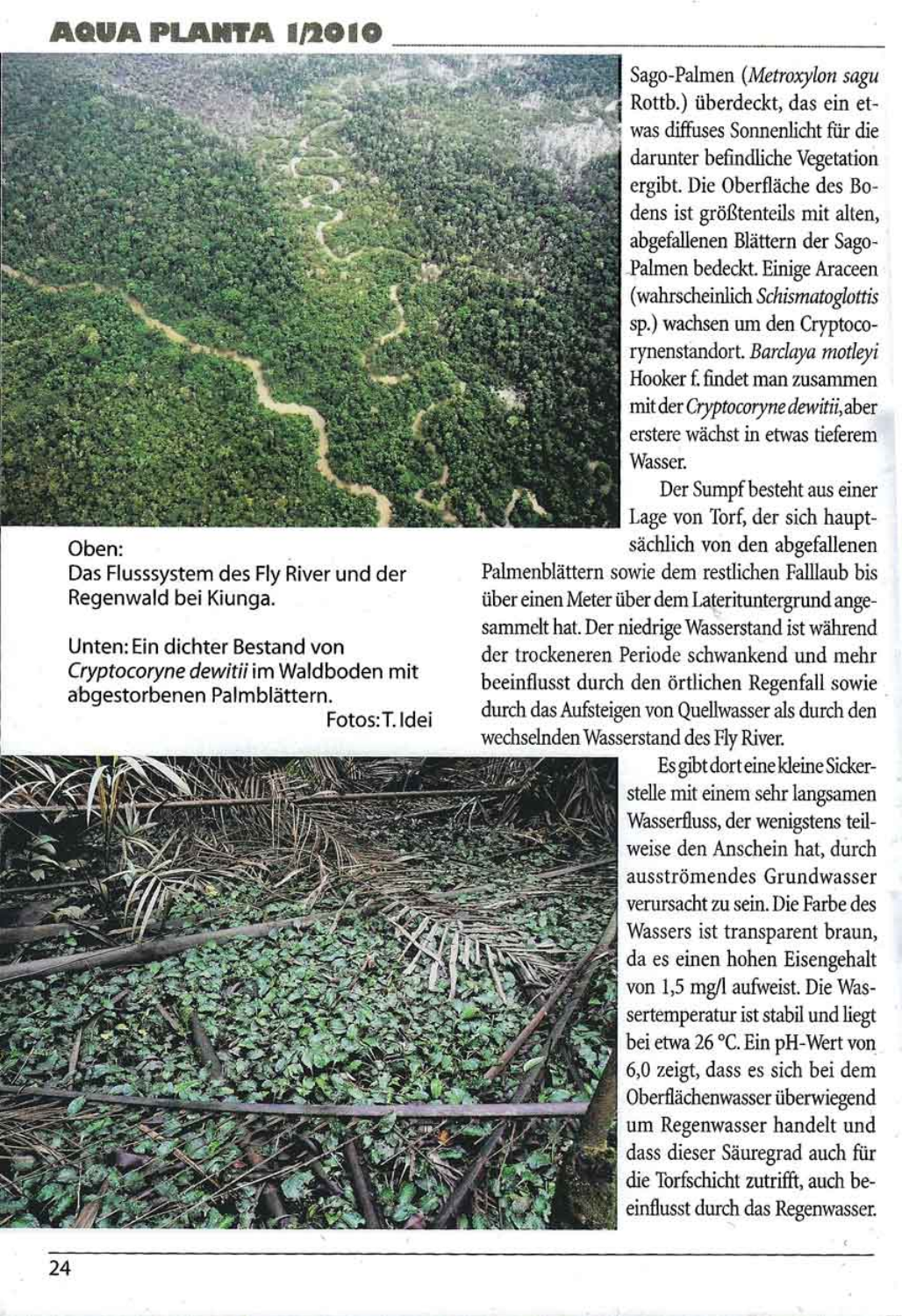Sago-Palmen (*Metroxylon sagu* Rottb.) überdeckt, das ein etwas diffuses Sonnenlicht für die darunter befindliche Vegetation ergibt. Die Oberfläche des Bodens ist größtenteils mit alten, abgefallenen Blättern der Sago-Palmen bedeckt. Einige Araceen (wahrscheinlich *Schismatoglottis* sp.) wachsen um den Cryptocorynenstandort. *Barclaya motleyi* Hooker f. findet man zusammen mit der *Cryptocoryne dewitii*, aber erstere wächst in etwas tieferem Wasser.

Der Sumpf besteht aus einer Lage von Torf, der sich hauptsächlich von den abgefallenen Palmenblättern sowie dem restlichen Falllaub bis über einen Meter über dem Lateritunterground angesammelt hat. Der niedrige Wasserstand ist während der trockeneren Periode schwankend und mehr beeinflusst durch den örtlichen Regenfall sowie durch das Aufsteigen von Quellwasser als durch den wechselnden Wasserstand des Fly River.

Es gibt dort eine kleine Sickerstelle mit einem sehr langsamen Wasserfluss, der wenigstens teilweise den Anschein hat, durch ausströmendes Grundwasser verursacht zu sein. Die Farbe des Wassers ist transparent braun, da es einen hohen Eisengehalt von 1,5 mg/l aufweist. Die Wassertemperatur ist stabil und liegt bei etwa 26 °C. Ein pH-Wert von 6,0 zeigt, dass es sich bei dem Oberflächenwasser überwiegend um Regenwasser handelt und dass dieser Säuregrad auch für die Torfschicht zutrifft, auch beeinflusst durch das Regenwasser.

Oben:
Das Flusssystem des Fly River und der Regenwald bei Kiunga.

Unten: Ein dichter Bestand von *Cryptocoryne dewitii* im Waldboden mit abgestorbenen Palmblättern.

Fotos: T. Idei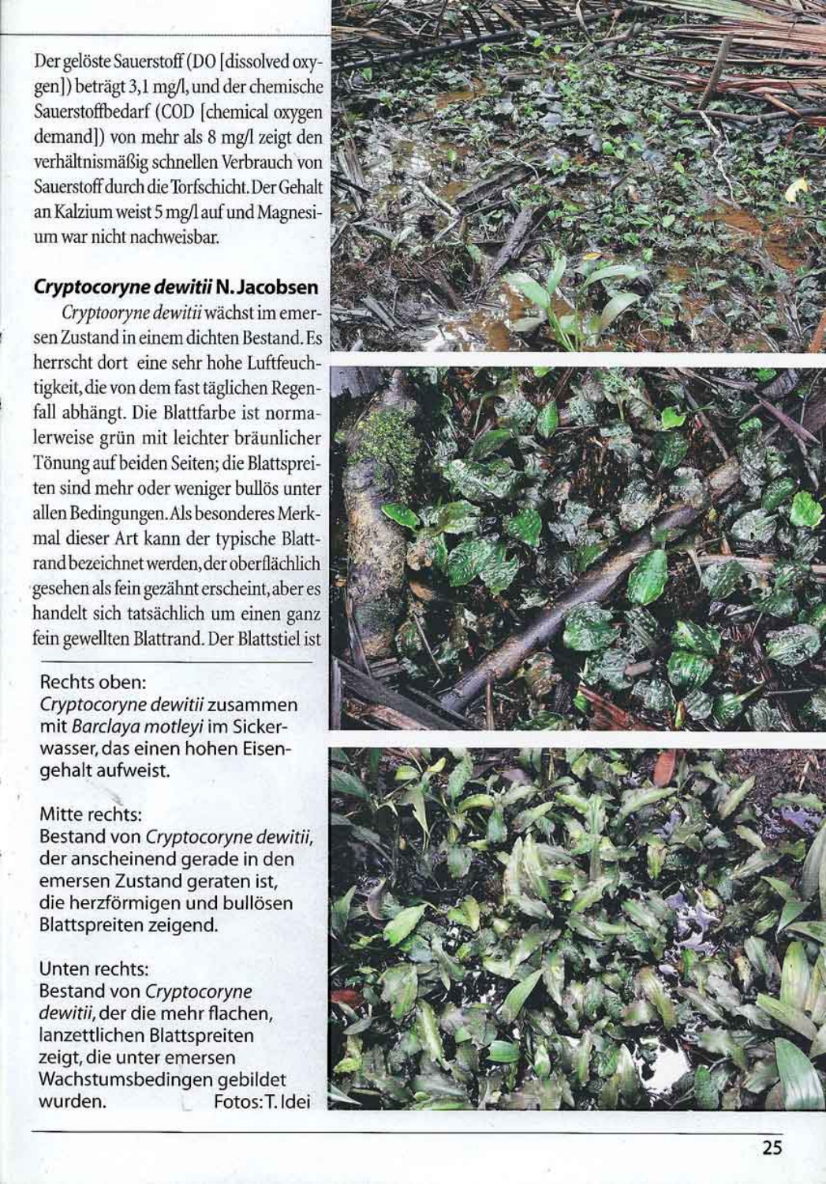Der gelöste Sauerstoff (DO [dissolved oxygen]) beträgt 3,1 mg/l, und der chemische Sauerstoffbedarf (COD [chemical oxygen demand]) von mehr als 8 mg/l zeigt den verhältnismäßig schnellen Verbrauch von Sauerstoff durch die Torfschicht. Der Gehalt an Kalzium weist 5 mg/l auf und Magnesium war nicht nachweisbar.

### *Cryptocoryne dewitii* N. Jacobsen

*Cryptooryne dewitii* wächst im emersen Zustand in einem dichten Bestand. Es herrscht dort eine sehr hohe Luftfeuchtigkeit, die von dem fast täglichen Regenfall abhängt. Die Blattfarbe ist normalerweise grün mit leichter bräunlicher Tönung auf beiden Seiten; die Blattspreiten sind mehr oder weniger bullös unter allen Bedingungen. Als besonderes Merkmal dieser Art kann der typische Blattrand bezeichnet werden, der oberflächlich gesehen als fein gezähnt erscheint, aber es handelt sich tatsächlich um einen ganz fein gewellten Blattrand. Der Blattstiel ist

Rechts oben:
*Cryptocoryne dewitii* zusammen mit *Barclaya motleyi* im Sickerwasser, das einen hohen Eisengehalt aufweist.

Mitte rechts:
Bestand von *Cryptocoryne dewitii*, der anscheinend gerade in den emersen Zustand geraten ist, die herzförmigen und bullösen Blattspreiten zeigend.

Unten rechts:
Bestand von *Cryptocoryne dewitii*, der die mehr flachen, lanzettlichen Blattspreiten zeigt, die unter emersen Wachstumsbedingen gebildet wurden. Fotos: T. Idei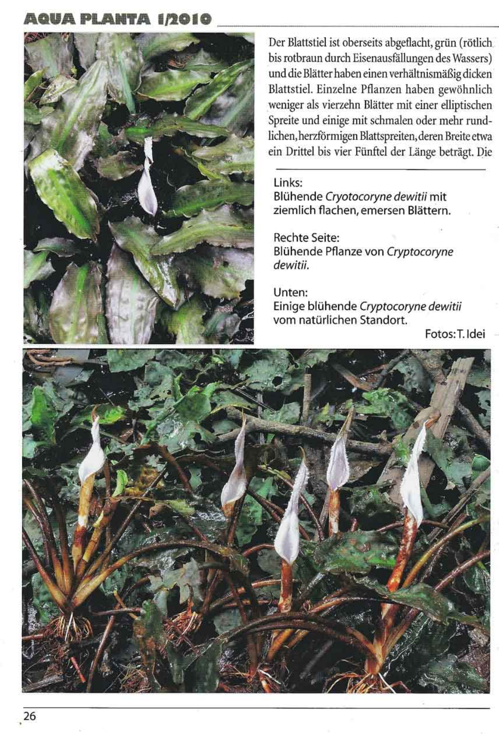Der Blattstiel ist oberseits abgeflacht, grün (rötlich bis rotbraun durch Eisenausfällungen des Wassers) und die Blätter haben einen verhältnismäßig dicken Blattstiel. Einzelne Pflanzen haben gewöhnlich weniger als vierzehn Blätter mit einer elliptischen Spreite und einige mit schmalen oder mehr rundlichen, herzförmigen Blattspreiten, deren Breite etwa ein Drittel bis vier Fünftel der Länge beträgt. Die

Links:
Blühende *Cryotocoryne dewitii* mit ziemlich flachen, emersen Blättern.

Rechte Seite:
Blühende Pflanze von *Cryptocoryne dewitii*.

Unten:
Einige blühende *Cryptocoryne dewitii* vom natürlichen Standort.

Fotos: T. Idei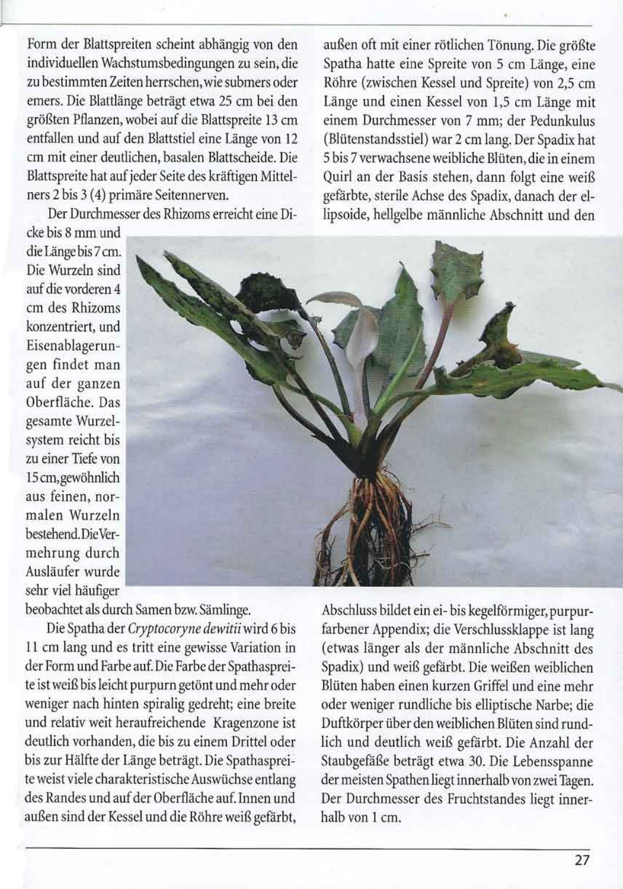Form der Blattspreiten scheint abhängig von den individuellen Wachstumsbedingungen zu sein, die zu bestimmten Zeiten herrschen, wie submers oder emers. Die Blattlänge beträgt etwa 25 cm bei den größten Pflanzen, wobei auf die Blattspreite 13 cm entfallen und auf den Blattstiel eine Länge von 12 cm mit einer deutlichen, basalen Blattscheide. Die Blattspreite hat auf jeder Seite des kräftigen Mittelnerss 2 bis 3 (4) primäre Seitennerven.

Der Durchmesser des Rhizoms erreicht eine Dicke bis 8 mm und die Länge bis 7 cm. Die Wurzeln sind auf die vorderen 4 cm des Rhizoms konzentriert, und Eisenablagerungen findet man auf der ganzen Oberfläche. Das gesamte Wurzelsystem reicht bis zu einer Tiefe von 15 cm, gewöhnlich aus feinen, normalen Wurzeln bestehend. Die Vermehrung durch Ausläufer wurde sehr viel häufiger beobachtet als durch Samen bzw. Sämlinge.

Die Spatha der *Cryptocoryne dewitii* wird 6 bis 11 cm lang und es tritt eine gewisse Variation in der Form und Farbe auf. Die Farbe der Spathaspreite ist weiß bis leicht purpurn getönt und mehr oder weniger nach hinten spiralig gedreht; eine breite und relativ weit heraufreichende Kragenzone ist deutlich vorhanden, die bis zu einem Drittel oder bis zur Hälfte der Länge beträgt. Die Spathaspreite weist viele charakteristische Auswüchse entlang des Randes und auf der Oberfläche auf. Innen und außen sind der Kessel und die Röhre weiß gefärbt, außen oft mit einer rötlichen Tönung. Die größte Spatha hatte eine Spreite von 5 cm Länge, eine Röhre (zwischen Kessel und Spreite) von 2,5 cm Länge und einen Kessel von 1,5 cm Länge mit einem Durchmesser von 7 mm; der Pedunkulus (Blütenstandsstiel) war 2 cm lang. Der Spadix hat 5 bis 7 verwachsene weibliche Blüten, die in einem Quirl an der Basis stehen, dann folgt eine weiß gefärbte, sterile Achse des Spadix, danach der ellipsoide, hellgelbe männliche Abschnitt und den Abschluss bildet ein ei- bis kegelförmiger, purpurfarbener Appendix; die Verschlussklappe ist lang (etwas länger als der männliche Abschnitt des Spadix) und weiß gefärbt. Die weißen weiblichen Blüten haben einen kurzen Griffel und eine mehr oder weniger rundliche bis elliptische Narbe; die Duftkörper über den weiblichen Blüten sind rundlich und deutlich weiß gefärbt. Die Anzahl der Staubgefäße beträgt etwa 30. Die Lebensspanne der meisten Spathen liegt innerhalb von zwei Tagen. Der Durchmesser des Fruchtstandes liegt innerhalb von 1 cm.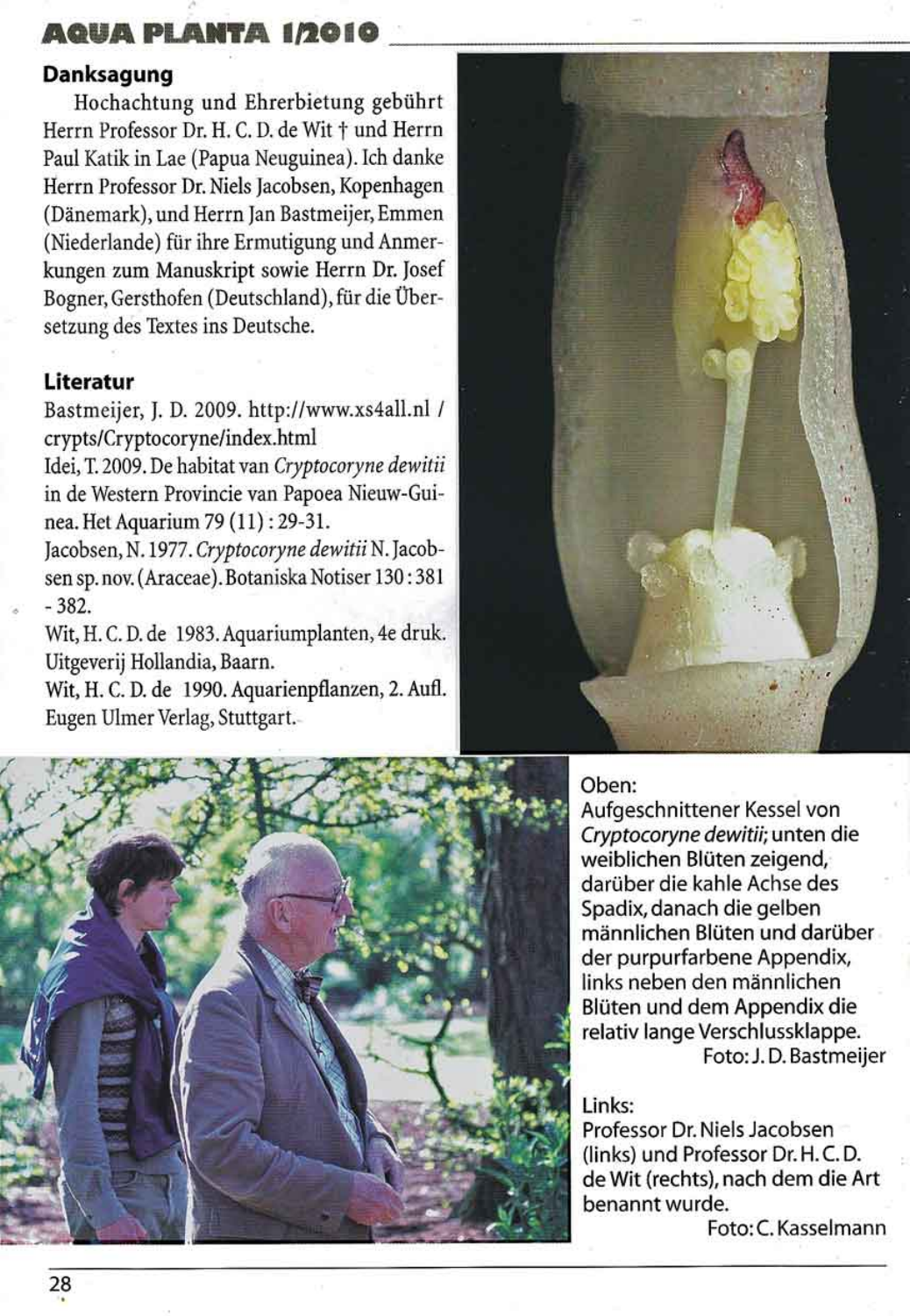## Danksagung

Hochachtung und Ehrerbietung gebührt Herrn Professor Dr. H. C. D. de Wit † und Herrn Paul Katik in Lae (Papua Neuguinea). Ich danke Herrn Professor Dr. Niels Jacobsen, Kopenhagen (Dänemark), und Herrn Jan Bastmeijer, Emmen (Niederlande) für ihre Ermutigung und Anmerkungen zum Manuskript sowie Herrn Dr. Josef Bogner, Gersthofen (Deutschland), für die Übersetzung des Textes ins Deutsche.

## Literatur

Bastmeijer, J. D. 2009. http://www.xs4all.nl / crypts/Cryptocoryne/index.html

Idei, T. 2009. De habitat van *Cryptocoryne dewitii* in de Western Provincie van Papoea Nieuw-Guinea. Het Aquarium 79 (11) : 29-31.

Jacobsen, N. 1977. *Cryptocoryne dewitii* N. Jacobsen sp. nov. (Araceae). Botaniska Notiser 130 : 381 - 382.

Wit, H. C. D. de 1983. Aquariumplanten, 4e druk. Uitgeverij Hollandia, Baarn.

Wit, H. C. D. de 1990. Aquarienpflanzen, 2. Aufl. Eugen Ulmer Verlag, Stuttgart.

Oben:
Aufgeschnittener Kessel von *Cryptocoryne dewitii*; unten die weiblichen Blüten zeigend, darüber die kahle Achse des Spadix, danach die gelben männlichen Blüten und darüber der purpurfarbene Appendix, links neben den männlichen Blüten und dem Appendix die relativ lange Verschlussklappe.
Foto: J. D. Bastmeijer

Links:
Professor Dr. Niels Jacobsen (links) und Professor Dr. H. C. D. de Wit (rechts), nach dem die Art benannt wurde.
Foto: C. Kasselmann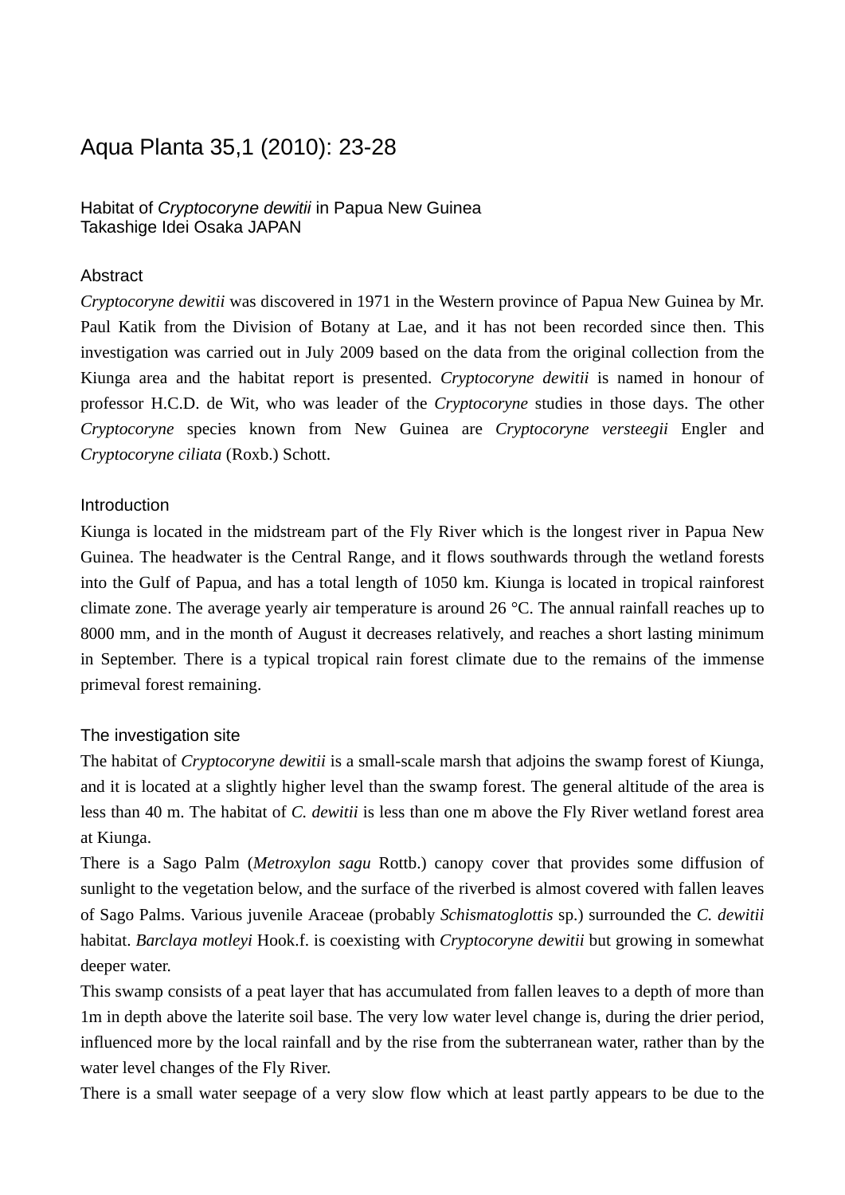# Aqua Planta 35,1 (2010): 23-28

## Habitat of *Cryptocoryne dewitii* in Papua New Guinea

Takashige Idei Osaka JAPAN

### Abstract

*Cryptocoryne dewitii* was discovered in 1971 in the Western province of Papua New Guinea by Mr. Paul Katik from the Division of Botany at Lae, and it has not been recorded since then. This investigation was carried out in July 2009 based on the data from the original collection from the Kiunga area and the habitat report is presented. *Cryptocoryne dewitii* is named in honour of professor H.C.D. de Wit, who was leader of the *Cryptocoryne* studies in those days. The other *Cryptocoryne* species known from New Guinea are *Cryptocoryne versteegii* Engler and *Cryptocoryne ciliata* (Roxb.) Schott.

### Introduction

Kiunga is located in the midstream part of the Fly River which is the longest river in Papua New Guinea. The headwater is the Central Range, and it flows southwards through the wetland forests into the Gulf of Papua, and has a total length of 1050 km. Kiunga is located in tropical rainforest climate zone. The average yearly air temperature is around 26 °C. The annual rainfall reaches up to 8000 mm, and in the month of August it decreases relatively, and reaches a short lasting minimum in September. There is a typical tropical rain forest climate due to the remains of the immense primeval forest remaining.

### The investigation site

The habitat of *Cryptocoryne dewitii* is a small-scale marsh that adjoins the swamp forest of Kiunga, and it is located at a slightly higher level than the swamp forest. The general altitude of the area is less than 40 m. The habitat of *C. dewitii* is less than one m above the Fly River wetland forest area at Kiunga.

There is a Sago Palm (*Metroxylon sagu* Rottb.) canopy cover that provides some diffusion of sunlight to the vegetation below, and the surface of the riverbed is almost covered with fallen leaves of Sago Palms. Various juvenile Araceae (probably *Schismatoglottis* sp.) surrounded the *C. dewitii* habitat. *Barclaya motleyi* Hook.f. is coexisting with *Cryptocoryne dewitii* but growing in somewhat deeper water.

This swamp consists of a peat layer that has accumulated from fallen leaves to a depth of more than 1m in depth above the laterite soil base. The very low water level change is, during the drier period, influenced more by the local rainfall and by the rise from the subterranean water, rather than by the water level changes of the Fly River.

There is a small water seepage of a very slow flow which at least partly appears to be due to the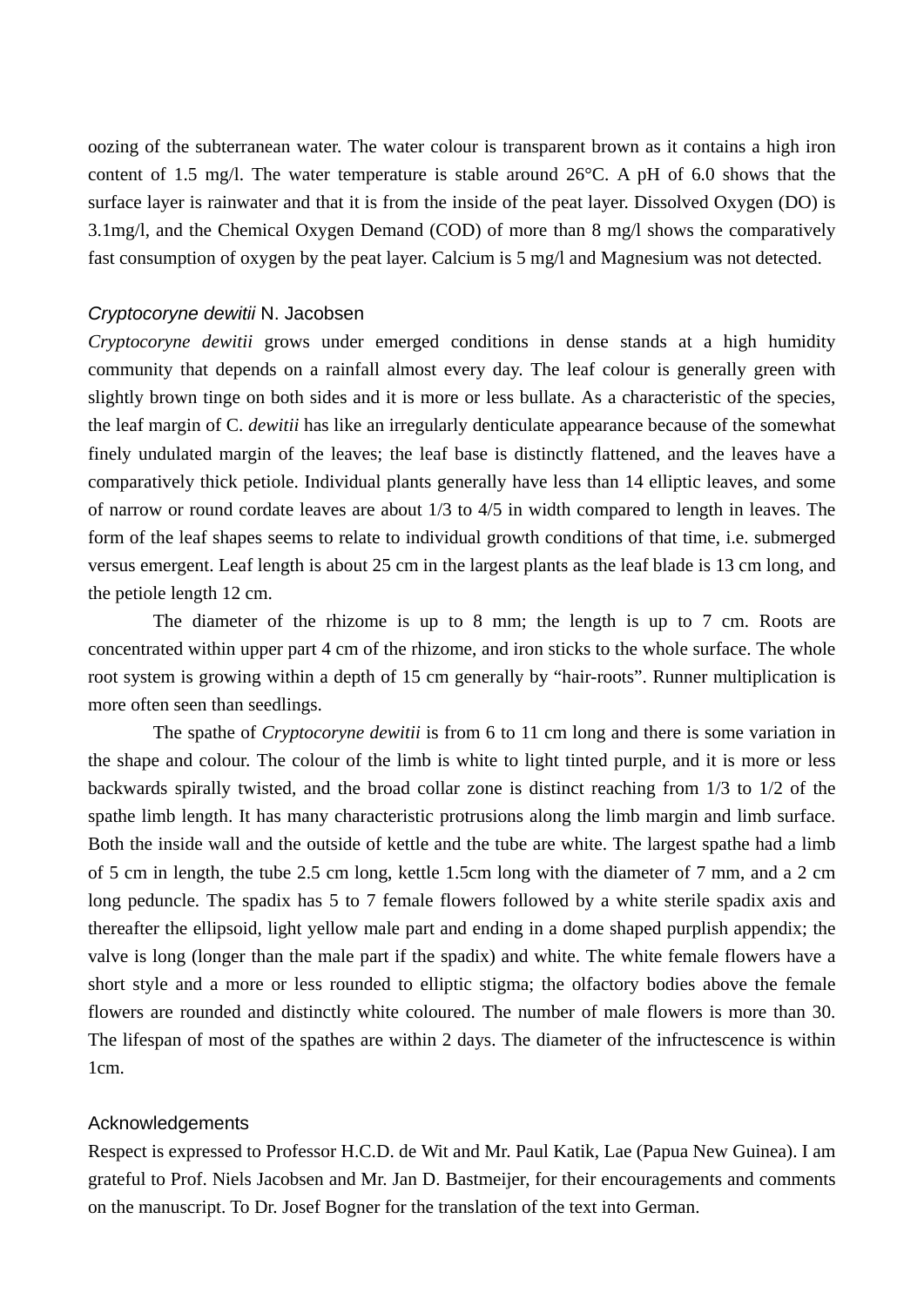oozing of the subterranean water. The water colour is transparent brown as it contains a high iron content of 1.5 mg/l. The water temperature is stable around 26°C. A pH of 6.0 shows that the surface layer is rainwater and that it is from the inside of the peat layer. Dissolved Oxygen (DO) is 3.1mg/l, and the Chemical Oxygen Demand (COD) of more than 8 mg/l shows the comparatively fast consumption of oxygen by the peat layer. Calcium is 5 mg/l and Magnesium was not detected.

### *Cryptocoryne dewitii* N. Jacobsen

*Cryptocoryne dewitii* grows under emerged conditions in dense stands at a high humidity community that depends on a rainfall almost every day. The leaf colour is generally green with slightly brown tinge on both sides and it is more or less bullate. As a characteristic of the species, the leaf margin of C. *dewitii* has like an irregularly denticulate appearance because of the somewhat finely undulated margin of the leaves; the leaf base is distinctly flattened, and the leaves have a comparatively thick petiole. Individual plants generally have less than 14 elliptic leaves, and some of narrow or round cordate leaves are about 1/3 to 4/5 in width compared to length in leaves. The form of the leaf shapes seems to relate to individual growth conditions of that time, i.e. submerged versus emergent. Leaf length is about 25 cm in the largest plants as the leaf blade is 13 cm long, and the petiole length 12 cm.

The diameter of the rhizome is up to 8 mm; the length is up to 7 cm. Roots are concentrated within upper part 4 cm of the rhizome, and iron sticks to the whole surface. The whole root system is growing within a depth of 15 cm generally by "hair-roots". Runner multiplication is more often seen than seedlings.

The spathe of *Cryptocoryne dewitii* is from 6 to 11 cm long and there is some variation in the shape and colour. The colour of the limb is white to light tinted purple, and it is more or less backwards spirally twisted, and the broad collar zone is distinct reaching from 1/3 to 1/2 of the spathe limb length. It has many characteristic protrusions along the limb margin and limb surface. Both the inside wall and the outside of kettle and the tube are white. The largest spathe had a limb of 5 cm in length, the tube 2.5 cm long, kettle 1.5cm long with the diameter of 7 mm, and a 2 cm long peduncle. The spadix has 5 to 7 female flowers followed by a white sterile spadix axis and thereafter the ellipsoid, light yellow male part and ending in a dome shaped purplish appendix; the valve is long (longer than the male part if the spadix) and white. The white female flowers have a short style and a more or less rounded to elliptic stigma; the olfactory bodies above the female flowers are rounded and distinctly white coloured. The number of male flowers is more than 30. The lifespan of most of the spathes are within 2 days. The diameter of the infructescence is within 1cm.

### Acknowledgements

Respect is expressed to Professor H.C.D. de Wit and Mr. Paul Katik, Lae (Papua New Guinea). I am grateful to Prof. Niels Jacobsen and Mr. Jan D. Bastmeijer, for their encouragements and comments on the manuscript. To Dr. Josef Bogner for the translation of the text into German.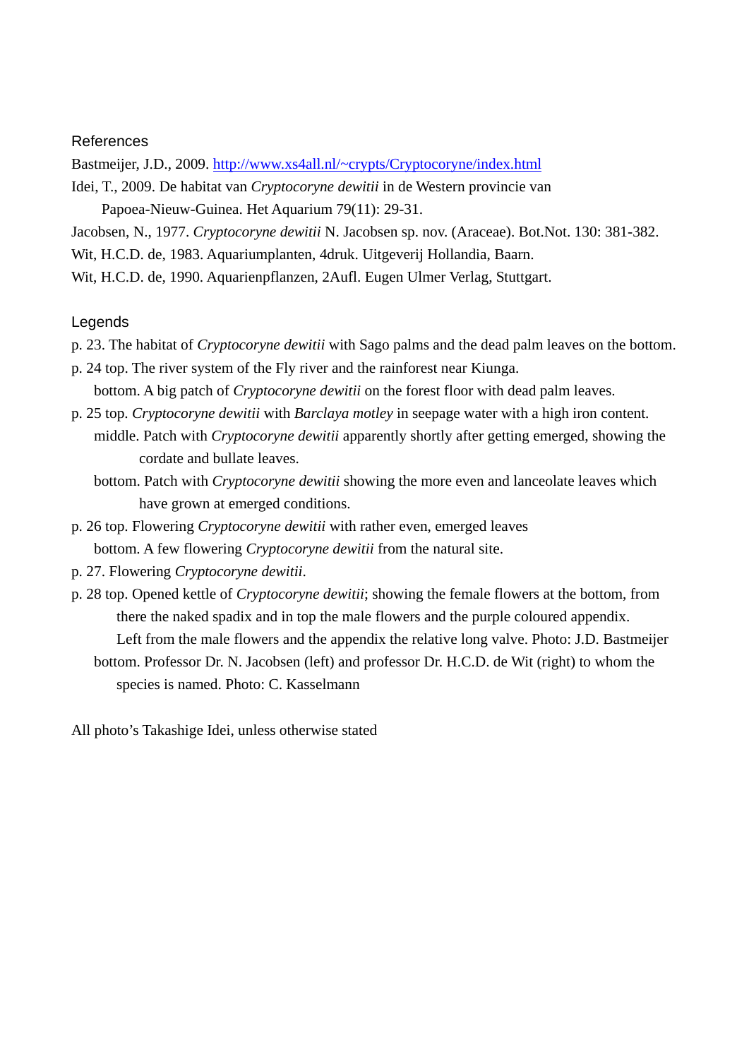## References

Bastmeijer, J.D., 2009. [http://www.xs4all.nl/~crypts/Cryptocoryne/index.html](http://www.xs4all.nl/~crypts/Cryptocoryne/index.html)

Idei, T., 2009. De habitat van *Cryptocoryne dewitii* in de Western provincie van Papoea-Nieuw-Guinea. Het Aquarium 79(11): 29-31.

Jacobsen, N., 1977. *Cryptocoryne dewitii* N. Jacobsen sp. nov. (Araceae). Bot.Not. 130: 381-382.

Wit, H.C.D. de, 1983. Aquariumplanten, 4druk. Uitgeverij Hollandia, Baarn.

Wit, H.C.D. de, 1990. Aquarienpflanzen, 2Aufl. Eugen Ulmer Verlag, Stuttgart.

## Legends

p. 23. The habitat of *Cryptocoryne dewitii* with Sago palms and the dead palm leaves on the bottom.

p. 24 top. The river system of the Fly river and the rainforest near Kiunga.
bottom. A big patch of *Cryptocoryne dewitii* on the forest floor with dead palm leaves.

p. 25 top. *Cryptocoryne dewitii* with *Barclaya motley* in seepage water with a high iron content.
middle. Patch with *Cryptocoryne dewitii* apparently shortly after getting emerged, showing the cordate and bullate leaves.
bottom. Patch with *Cryptocoryne dewitii* showing the more even and lanceolate leaves which have grown at emerged conditions.

p. 26 top. Flowering *Cryptocoryne dewitii* with rather even, emerged leaves
bottom. A few flowering *Cryptocoryne dewitii* from the natural site.

p. 27. Flowering *Cryptocoryne dewitii*.

p. 28 top. Opened kettle of *Cryptocoryne dewitii*; showing the female flowers at the bottom, from there the naked spadix and in top the male flowers and the purple coloured appendix. Left from the male flowers and the appendix the relative long valve. Photo: J.D. Bastmeijer
bottom. Professor Dr. N. Jacobsen (left) and professor Dr. H.C.D. de Wit (right) to whom the species is named. Photo: C. Kasselmann

All photo's Takashige Idei, unless otherwise stated